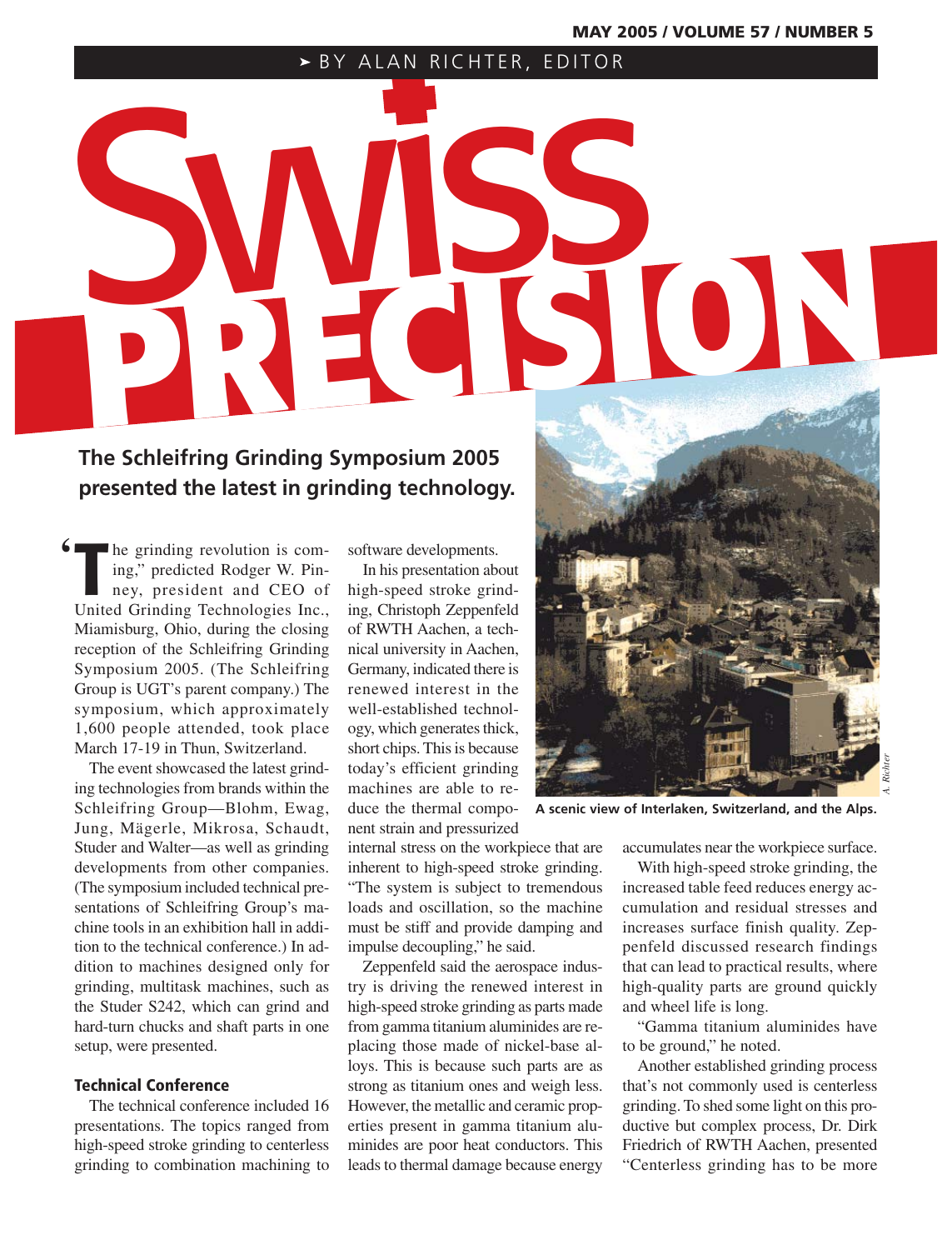BY ALAN RICHTER, EDITOR

# SWISS PRECISION

## The Schleifring Grinding Symposium 2005 presented the latest in grinding technology.

"The grinding revolution is coming," predicted Rodger W. Pinney, president and CEO of United Grinding Technologies Inc., Miamisburg, Ohio, during the closing reception of the Schleifring Grinding Symposium 2005. (The Schleifring Group is UGT's parent company.) The symposium, which approximately 1,600 people attended, took place March 17-19 in Thun, Switzerland.

The event showcased the latest grinding technologies from brands within the Schleifring Group—Blohm, Ewag, Jung, Mägerle, Mikrosa, Schaudt, Studer and Walter—as well as grinding developments from other companies. (The symposium included technical presentations of Schleifring Group's machine tools in an exhibition hall in addition to the technical conference.) In addition to machines designed only for grinding, multitask machines, such as the Studer S242, which can grind and hard-turn chucks and shaft parts in one setup, were presented.

### Technical Conference

The technical conference included 16 presentations. The topics ranged from high-speed stroke grinding to centerless grinding to combination machining to software developments.

In his presentation about high-speed stroke grinding, Christoph Zeppenfeld of RWTH Aachen, a technical university in Aachen, Germany, indicated there is renewed interest in the well-established technology, which generates thick, short chips. This is because today's efficient grinding machines are able to reduce the thermal component strain and pressurized internal stress on the workpiece that are inherent to high-speed stroke grinding. "The system is subject to tremendous loads and oscillation, so the machine must be stiff and provide damping and impulse decoupling," he said.

Zeppenfeld said the aerospace industry is driving the renewed interest in high-speed stroke grinding as parts made from gamma titanium aluminides are replacing those made of nickel-base alloys. This is because such parts are as strong as titanium ones and weigh less. However, the metallic and ceramic properties present in gamma titanium aluminides are poor heat conductors. This leads to thermal damage because energy accumulates near the workpiece surface.

A scenic view of Interlaken, Switzerland, and the Alps.

With high-speed stroke grinding, the increased table feed reduces energy accumulation and residual stresses and increases surface finish quality. Zeppenfeld discussed research findings that can lead to practical results, where high-quality parts are ground quickly and wheel life is long.

"Gamma titanium aluminides have to be ground," he noted.

Another established grinding process that's not commonly used is centerless grinding. To shed some light on this productive but complex process, Dr. Dirk Friedrich of RWTH Aachen, presented "Centerless grinding has to be more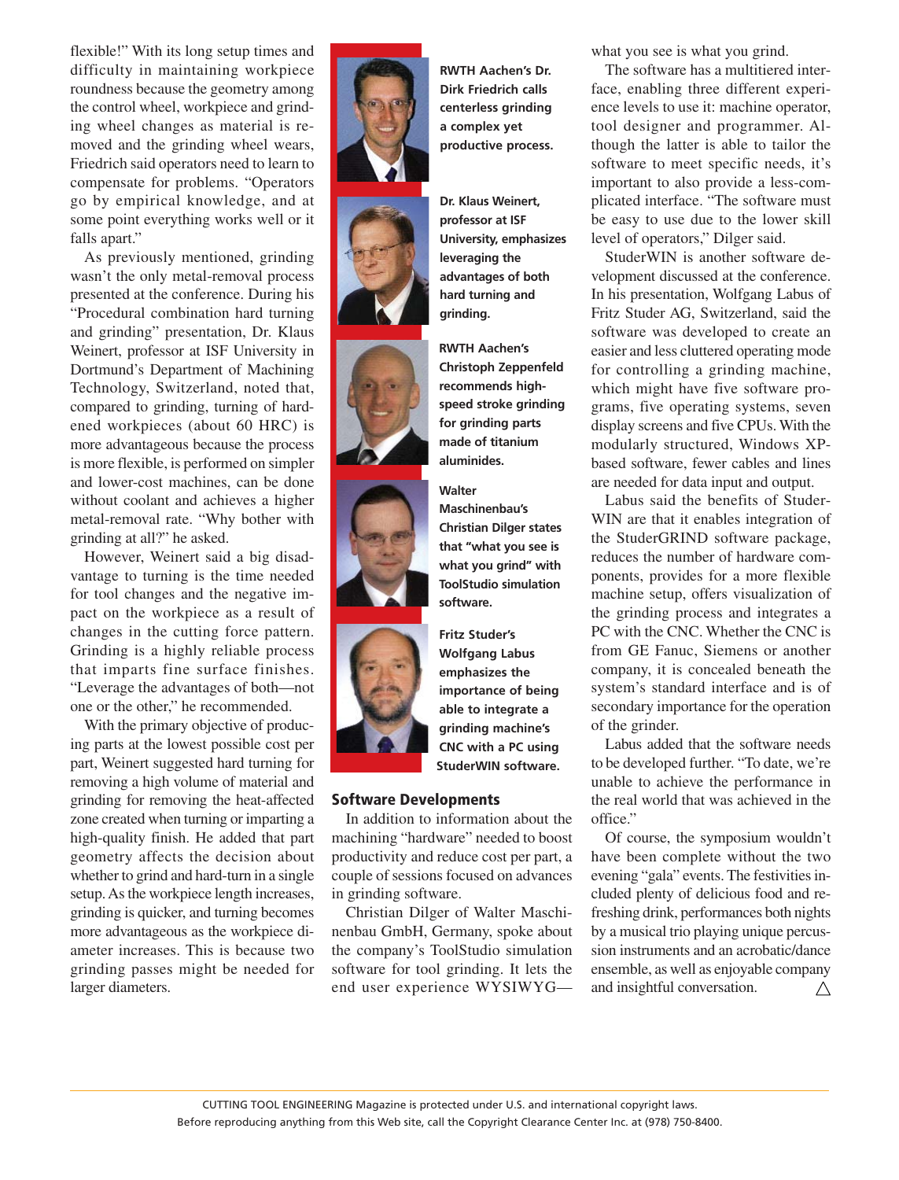flexible!" With its long setup times and difficulty in maintaining workpiece roundness because the geometry among the control wheel, workpiece and grinding wheel changes as material is removed and the grinding wheel wears, Friedrich said operators need to learn to compensate for problems. "Operators go by empirical knowledge, and at some point everything works well or it falls apart."

As previously mentioned, grinding wasn't the only metal-removal process presented at the conference. During his "Procedural combination hard turning and grinding" presentation, Dr. Klaus Weinert, professor at ISF University in Dortmund's Department of Machining Technology, Switzerland, noted that, compared to grinding, turning of hardened workpieces (about 60 HRC) is more advantageous because the process is more flexible, is performed on simpler and lower-cost machines, can be done without coolant and achieves a higher metal-removal rate. "Why bother with grinding at all?" he asked.

However, Weinert said a big disadvantage to turning is the time needed for tool changes and the negative impact on the workpiece as a result of changes in the cutting force pattern. Grinding is a highly reliable process that imparts fine surface finishes. "Leverage the advantages of both—not one or the other," he recommended.

With the primary objective of producing parts at the lowest possible cost per part, Weinert suggested hard turning for removing a high volume of material and grinding for removing the heat-affected zone created when turning or imparting a high-quality finish. He added that part geometry affects the decision about whether to grind and hard-turn in a single setup. As the workpiece length increases, grinding is quicker, and turning becomes more advantageous as the workpiece diameter increases. This is because two grinding passes might be needed for larger diameters.

**RWTH Aachen's Dr. Dirk Friedrich calls centerless grinding a complex yet productive process.**

**Dr. Klaus Weinert, professor at ISF University, emphasizes leveraging the advantages of both hard turning and grinding.**

**RWTH Aachen's Christoph Zeppenfeld recommends high-speed stroke grinding for grinding parts made of titanium aluminides.**

**Walter Maschinenbau's Christian Dilger states that "what you see is what you grind" with ToolStudio simulation software.**

**Fritz Studer's Wolfgang Labus emphasizes the importance of being able to integrate a grinding machine's CNC with a PC using StuderWIN software.**

## Software Developments

In addition to information about the machining "hardware" needed to boost productivity and reduce cost per part, a couple of sessions focused on advances in grinding software.

Christian Dilger of Walter Maschinenbau GmbH, Germany, spoke about the company's ToolStudio simulation software for tool grinding. It lets the end user experience WYSIWYG—what you see is what you grind.

The software has a multitiered interface, enabling three different experience levels to use it: machine operator, tool designer and programmer. Although the latter is able to tailor the software to meet specific needs, it's important to also provide a less-complicated interface. "The software must be easy to use due to the lower skill level of operators," Dilger said.

StuderWIN is another software development discussed at the conference. In his presentation, Wolfgang Labus of Fritz Studer AG, Switzerland, said the software was developed to create an easier and less cluttered operating mode for controlling a grinding machine, which might have five software programs, five operating systems, seven display screens and five CPUs. With the modularly structured, Windows XP-based software, fewer cables and lines are needed for data input and output.

Labus said the benefits of StuderWIN are that it enables integration of the StuderGRIND software package, reduces the number of hardware components, provides for a more flexible machine setup, offers visualization of the grinding process and integrates a PC with the CNC. Whether the CNC is from GE Fanuc, Siemens or another company, it is concealed beneath the system's standard interface and is of secondary importance for the operation of the grinder.

Labus added that the software needs to be developed further. "To date, we're unable to achieve the performance in the real world that was achieved in the office."

Of course, the symposium wouldn't have been complete without the two evening "gala" events. The festivities included plenty of delicious food and refreshing drink, performances both nights by a musical trio playing unique percussion instruments and an acrobatic/dance ensemble, as well as enjoyable company and insightful conversation. △

CUTTING TOOL ENGINEERING Magazine is protected under U.S. and international copyright laws.
Before reproducing anything from this Web site, call the Copyright Clearance Center Inc. at (978) 750-8400.